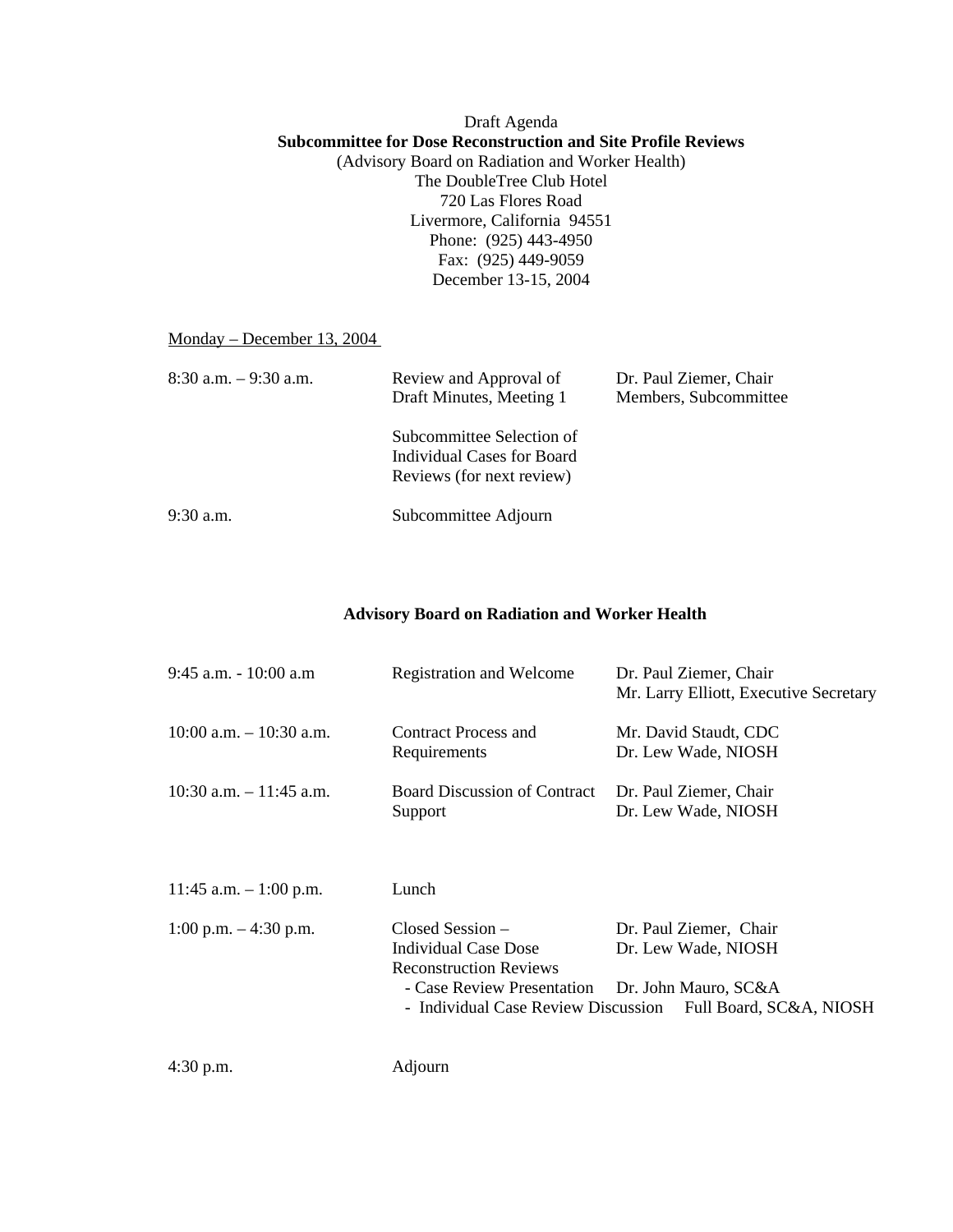Draft Agenda

**Subcommittee for Dose Reconstruction and Site Profile Reviews**

(Advisory Board on Radiation and Worker Health)
The DoubleTree Club Hotel
720 Las Flores Road
Livermore, California 94551
Phone: (925) 443-4950
Fax: (925) 449-9059
December 13-15, 2004

<u>Monday – December 13, 2004</u>

| | | |
|---|---|---|
| 8:30 a.m. – 9:30 a.m. | Review and Approval of Draft Minutes, Meeting 1 | Dr. Paul Ziemer, Chair<br>Members, Subcommittee |
| | Subcommittee Selection of Individual Cases for Board Reviews (for next review) | |
| 9:30 a.m. | Subcommittee Adjourn | |

**Advisory Board on Radiation and Worker Health**

| | | |
|---|---|---|
| 9:45 a.m. - 10:00 a.m | Registration and Welcome | Dr. Paul Ziemer, Chair<br>Mr. Larry Elliott, Executive Secretary |
| 10:00 a.m. – 10:30 a.m. | Contract Process and Requirements | Mr. David Staudt, CDC<br>Dr. Lew Wade, NIOSH |
| 10:30 a.m. – 11:45 a.m. | Board Discussion of Contract Support | Dr. Paul Ziemer, Chair<br>Dr. Lew Wade, NIOSH |
| 11:45 a.m. – 1:00 p.m. | Lunch | |
| 1:00 p.m. – 4:30 p.m. | Closed Session – Individual Case Dose Reconstruction Reviews | Dr. Paul Ziemer, Chair<br>Dr. Lew Wade, NIOSH |
| | - Case Review Presentation | Dr. John Mauro, SC&A |
| | - Individual Case Review Discussion | Full Board, SC&A, NIOSH |
| 4:30 p.m. | Adjourn | |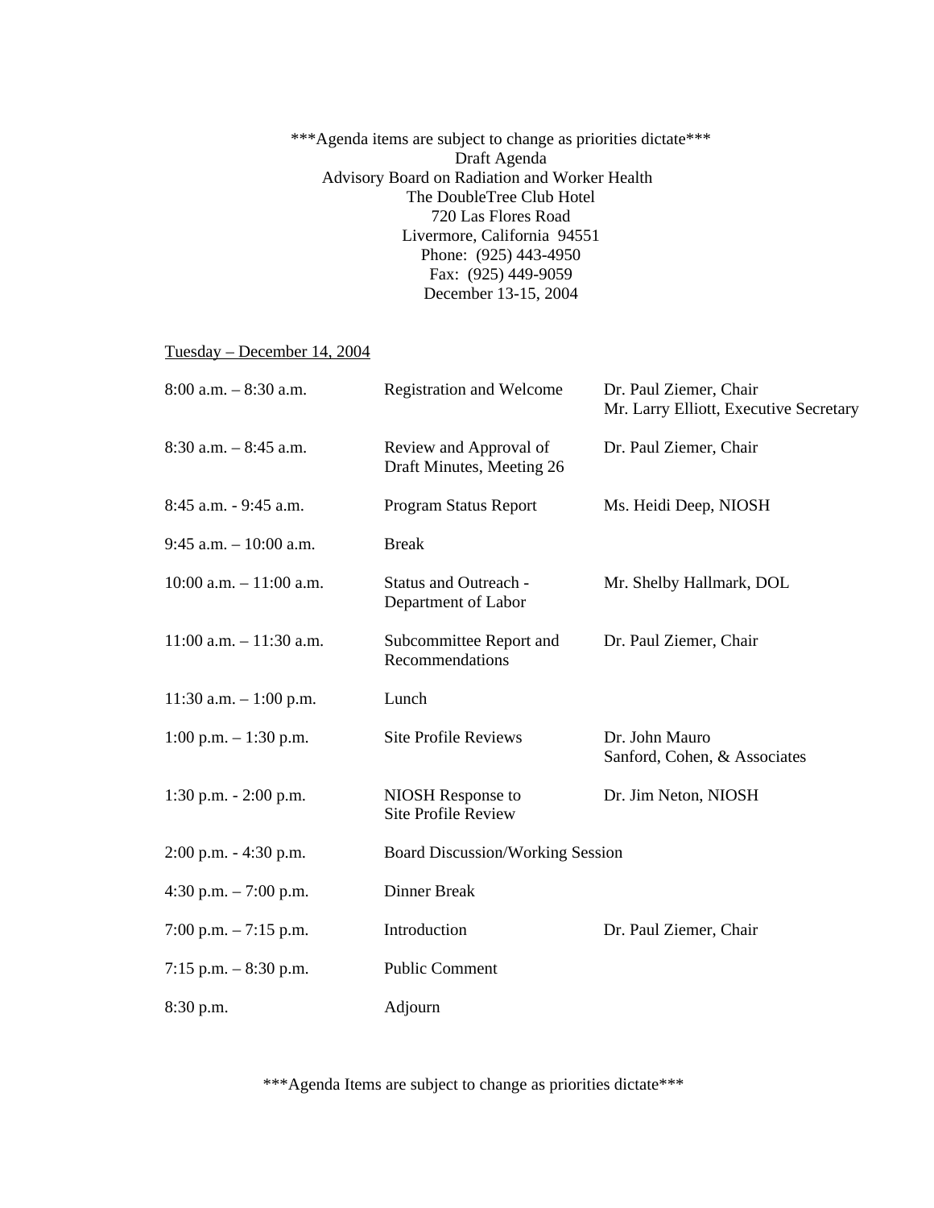***Agenda items are subject to change as priorities dictate***

Draft Agenda

Advisory Board on Radiation and Worker Health

The DoubleTree Club Hotel

720 Las Flores Road

Livermore, California 94551

Phone: (925) 443-4950

Fax: (925) 449-9059

December 13-15, 2004

Tuesday – December 14, 2004

| Time | Item | Presenter |
|---|---|---|
| 8:00 a.m. – 8:30 a.m. | Registration and Welcome | Dr. Paul Ziemer, Chair<br>Mr. Larry Elliott, Executive Secretary |
| 8:30 a.m. – 8:45 a.m. | Review and Approval of Draft Minutes, Meeting 26 | Dr. Paul Ziemer, Chair |
| 8:45 a.m. - 9:45 a.m. | Program Status Report | Ms. Heidi Deep, NIOSH |
| 9:45 a.m. – 10:00 a.m. | Break | |
| 10:00 a.m. – 11:00 a.m. | Status and Outreach - Department of Labor | Mr. Shelby Hallmark, DOL |
| 11:00 a.m. – 11:30 a.m. | Subcommittee Report and Recommendations | Dr. Paul Ziemer, Chair |
| 11:30 a.m. – 1:00 p.m. | Lunch | |
| 1:00 p.m. – 1:30 p.m. | Site Profile Reviews | Dr. John Mauro<br>Sanford, Cohen, & Associates |
| 1:30 p.m. - 2:00 p.m. | NIOSH Response to Site Profile Review | Dr. Jim Neton, NIOSH |
| 2:00 p.m. - 4:30 p.m. | Board Discussion/Working Session | |
| 4:30 p.m. – 7:00 p.m. | Dinner Break | |
| 7:00 p.m. – 7:15 p.m. | Introduction | Dr. Paul Ziemer, Chair |
| 7:15 p.m. – 8:30 p.m. | Public Comment | |
| 8:30 p.m. | Adjourn | |

***Agenda Items are subject to change as priorities dictate***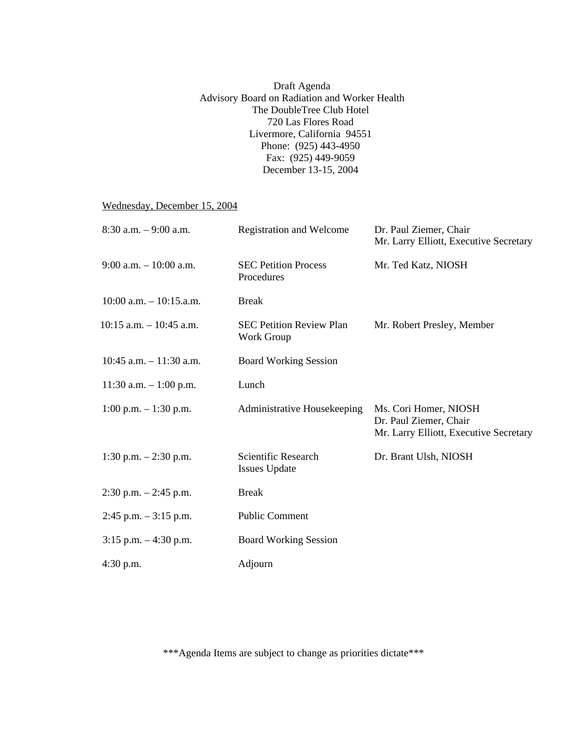Draft Agenda
Advisory Board on Radiation and Worker Health
The DoubleTree Club Hotel
720 Las Flores Road
Livermore, California 94551
Phone: (925) 443-4950
Fax: (925) 449-9059
December 13-15, 2004

<u>Wednesday, December 15, 2004</u>

| | | |
|---|---|---|
| 8:30 a.m. – 9:00 a.m. | Registration and Welcome | Dr. Paul Ziemer, Chair<br>Mr. Larry Elliott, Executive Secretary |
| 9:00 a.m. – 10:00 a.m. | SEC Petition Process Procedures | Mr. Ted Katz, NIOSH |
| 10:00 a.m. – 10:15.a.m. | Break | |
| 10:15 a.m. – 10:45 a.m. | SEC Petition Review Plan Work Group | Mr. Robert Presley, Member |
| 10:45 a.m. – 11:30 a.m. | Board Working Session | |
| 11:30 a.m. – 1:00 p.m. | Lunch | |
| 1:00 p.m. – 1:30 p.m. | Administrative Housekeeping | Ms. Cori Homer, NIOSH<br>Dr. Paul Ziemer, Chair<br>Mr. Larry Elliott, Executive Secretary |
| 1:30 p.m. – 2:30 p.m. | Scientific Research Issues Update | Dr. Brant Ulsh, NIOSH |
| 2:30 p.m. – 2:45 p.m. | Break | |
| 2:45 p.m. – 3:15 p.m. | Public Comment | |
| 3:15 p.m. – 4:30 p.m. | Board Working Session | |
| 4:30 p.m. | Adjourn | |

***Agenda Items are subject to change as priorities dictate***